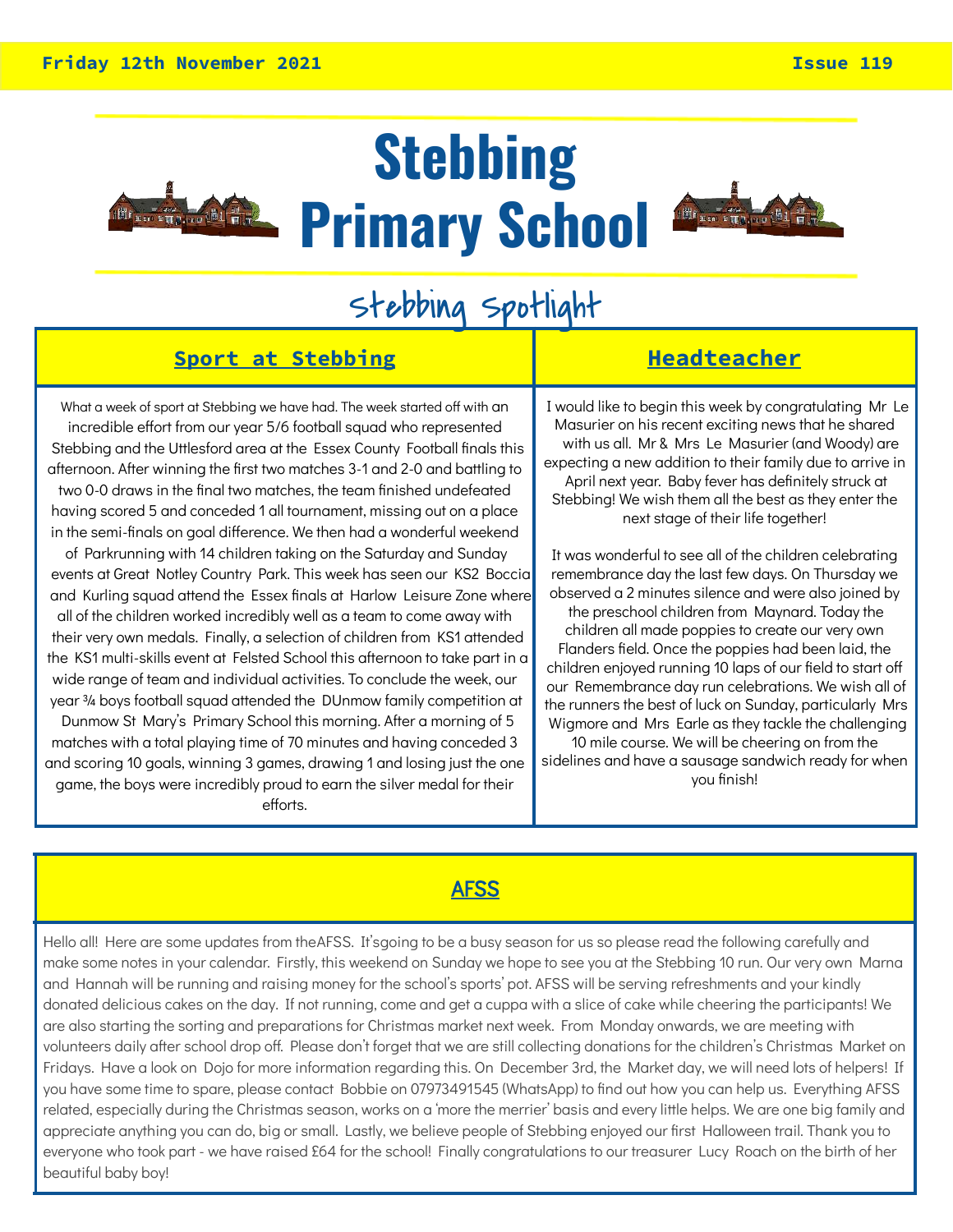Friday 12th November 2021 | Issue 119

# Stebbing Primary School

## Stebbing Spotlight

### Sport at Stebbing

What a week of sport at Stebbing we have had. The week started off with an incredible effort from our year 5/6 football squad who represented Stebbing and the Uttlesford area at the Essex County Football finals this afternoon. After winning the first two matches 3-1 and 2-0 and battling to two 0-0 draws in the final two matches, the team finished undefeated having scored 5 and conceded 1 all tournament, missing out on a place in the semi-finals on goal difference. We then had a wonderful weekend of Parkrunning with 14 children taking on the Saturday and Sunday events at Great Notley Country Park. This week has seen our KS2 Boccia and Kurling squad attend the Essex finals at Harlow Leisure Zone where all of the children worked incredibly well as a team to come away with their very own medals. Finally, a selection of children from KS1 attended the KS1 multi-skills event at Felsted School this afternoon to take part in a wide range of team and individual activities. To conclude the week, our year ¾ boys football squad attended the DUnmow family competition at Dunmow St Mary's Primary School this morning. After a morning of 5 matches with a total playing time of 70 minutes and having conceded 3 and scoring 10 goals, winning 3 games, drawing 1 and losing just the one game, the boys were incredibly proud to earn the silver medal for their efforts.

### Headteacher

I would like to begin this week by congratulating Mr Le Masurier on his recent exciting news that he shared with us all. Mr & Mrs Le Masurier (and Woody) are expecting a new addition to their family due to arrive in April next year. Baby fever has definitely struck at Stebbing! We wish them all the best as they enter the next stage of their life together!

It was wonderful to see all of the children celebrating remembrance day the last few days. On Thursday we observed a 2 minutes silence and were also joined by the preschool children from Maynard. Today the children all made poppies to create our very own Flanders field. Once the poppies had been laid, the children enjoyed running 10 laps of our field to start off our Remembrance day run celebrations. We wish all of the runners the best of luck on Sunday, particularly Mrs Wigmore and Mrs Earle as they tackle the challenging 10 mile course. We will be cheering on from the sidelines and have a sausage sandwich ready for when you finish!

### AFSS

Hello all! Here are some updates from theAFSS. It'sgoing to be a busy season for us so please read the following carefully and make some notes in your calendar. Firstly, this weekend on Sunday we hope to see you at the Stebbing 10 run. Our very own Marna and Hannah will be running and raising money for the school's sports' pot. AFSS will be serving refreshments and your kindly donated delicious cakes on the day. If not running, come and get a cuppa with a slice of cake while cheering the participants! We are also starting the sorting and preparations for Christmas market next week. From Monday onwards, we are meeting with volunteers daily after school drop off. Please don't forget that we are still collecting donations for the children's Christmas Market on Fridays. Have a look on Dojo for more information regarding this. On December 3rd, the Market day, we will need lots of helpers! If you have some time to spare, please contact Bobbie on 07973491545 (WhatsApp) to find out how you can help us. Everything AFSS related, especially during the Christmas season, works on a 'more the merrier' basis and every little helps. We are one big family and appreciate anything you can do, big or small. Lastly, we believe people of Stebbing enjoyed our first Halloween trail. Thank you to everyone who took part - we have raised £64 for the school! Finally congratulations to our treasurer Lucy Roach on the birth of her beautiful baby boy!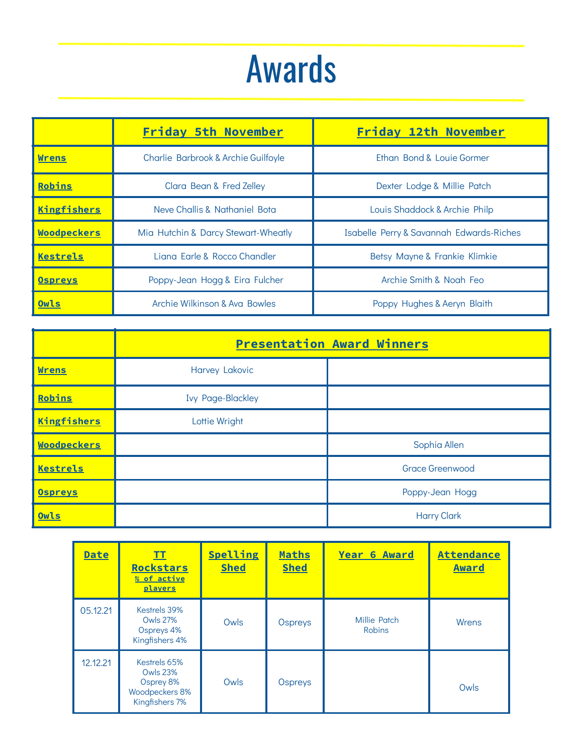# Awards

| | Friday 5th November | Friday 12th November |
|---|---|---|
| Wrens | Charlie Barbrook & Archie Guilfoyle | Ethan Bond & Louie Gormer |
| Robins | Clara Bean & Fred Zelley | Dexter Lodge & Millie Patch |
| Kingfishers | Neve Challis & Nathaniel Bota | Louis Shaddock & Archie Philp |
| Woodpeckers | Mia Hutchin & Darcy Stewart-Wheatly | Isabelle Perry & Savannah Edwards-Riches |
| Kestrels | Liana Earle & Rocco Chandler | Betsy Mayne & Frankie Klimkie |
| Ospreys | Poppy-Jean Hogg & Eira Fulcher | Archie Smith & Noah Feo |
| Owls | Archie Wilkinson & Ava Bowles | Poppy Hughes & Aeryn Blaith |

| | Presentation Award Winners | |
|---|---|---|
| Wrens | Harvey Lakovic | |
| Robins | Ivy Page-Blackley | |
| Kingfishers | Lottie Wright | |
| Woodpeckers | | Sophia Allen |
| Kestrels | | Grace Greenwood |
| Ospreys | | Poppy-Jean Hogg |
| Owls | | Harry Clark |

| Date | TT Rockstars % of active players | Spelling Shed | Maths Shed | Year 6 Award | Attendance Award |
|---|---|---|---|---|---|
| 05.12.21 | Kestrels 39%<br>Owls 27%<br>Ospreys 4%<br>Kingfishers 4% | Owls | Ospreys | Millie Patch<br>Robins | Wrens |
| 12.12.21 | Kestrels 65%<br>Owls 23%<br>Osprey 8%<br>Woodpeckers 8%<br>Kingfishers 7% | Owls | Ospreys | | Owls |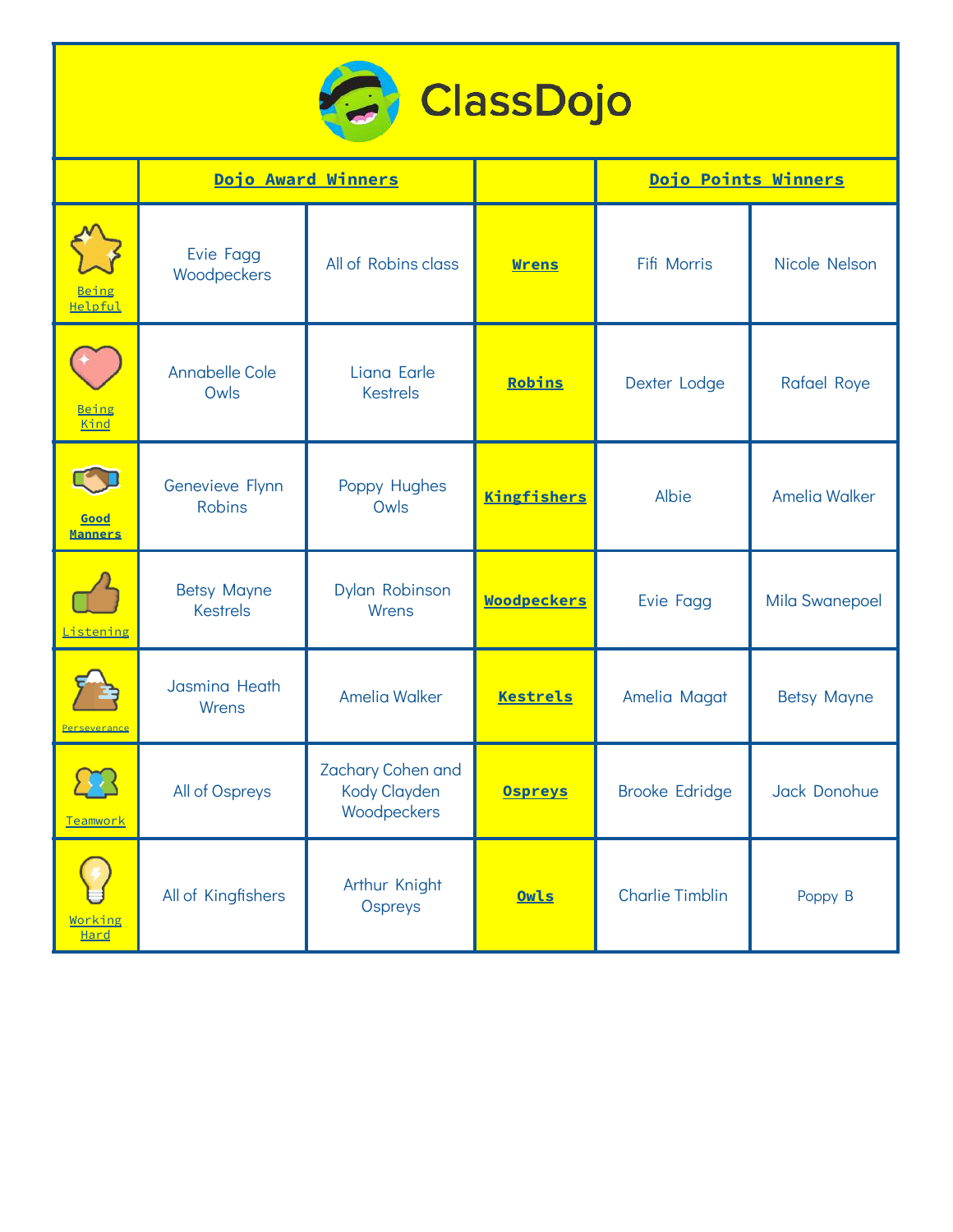# ClassDojo

| | **Dojo Award Winners** | | | **Dojo Points Winners** | |
|---|---|---|---|---|---|
| Being Helpful | Evie Fagg Woodpeckers | All of Robins class | **Wrens** | Fifi Morris | Nicole Nelson |
| Being Kind | Annabelle Cole Owls | Liana Earle Kestrels | **Robins** | Dexter Lodge | Rafael Roye |
| **Good Manners** | Genevieve Flynn Robins | Poppy Hughes Owls | **Kingfishers** | Albie | Amelia Walker |
| Listening | Betsy Mayne Kestrels | Dylan Robinson Wrens | **Woodpeckers** | Evie Fagg | Mila Swanepoel |
| Perseverance | Jasmina Heath Wrens | Amelia Walker | **Kestrels** | Amelia Magat | Betsy Mayne |
| Teamwork | All of Ospreys | Zachary Cohen and Kody Clayden Woodpeckers | **Ospreys** | Brooke Edridge | Jack Donohue |
| Working Hard | All of Kingfishers | Arthur Knight Ospreys | **Owls** | Charlie Timblin | Poppy B |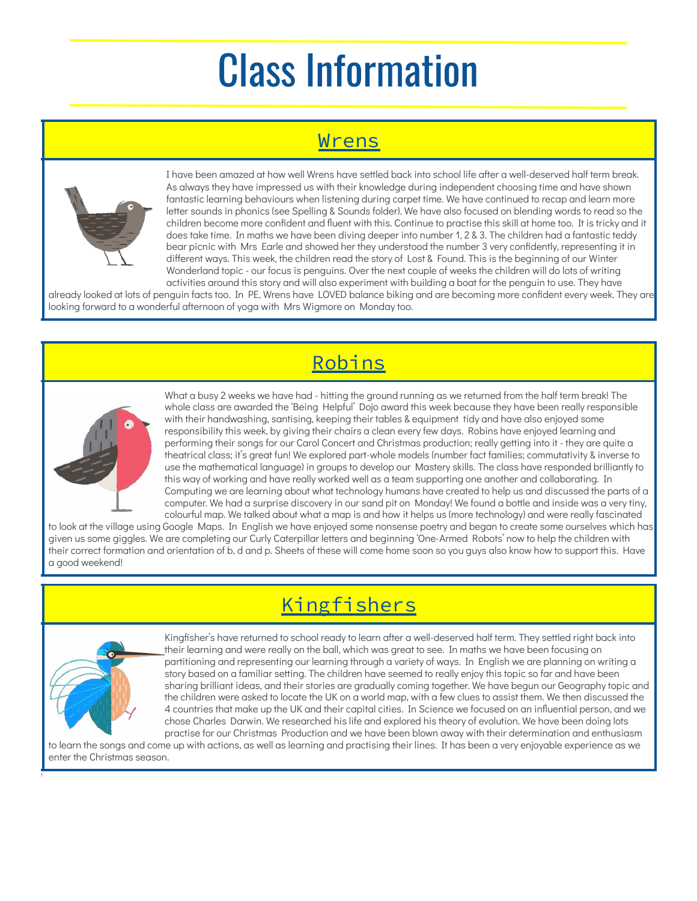# Class Information

## Wrens

I have been amazed at how well Wrens have settled back into school life after a well-deserved half term break. As always they have impressed us with their knowledge during independent choosing time and have shown fantastic learning behaviours when listening during carpet time. We have continued to recap and learn more letter sounds in phonics (see Spelling & Sounds folder). We have also focused on blending words to read so the children become more confident and fluent with this. Continue to practise this skill at home too. It is tricky and it does take time. In maths we have been diving deeper into number 1, 2 & 3. The children had a fantastic teddy bear picnic with Mrs Earle and showed her they understood the number 3 very confidently, representing it in different ways. This week, the children read the story of Lost & Found. This is the beginning of our Winter Wonderland topic - our focus is penguins. Over the next couple of weeks the children will do lots of writing activities around this story and will also experiment with building a boat for the penguin to use. They have already looked at lots of penguin facts too. In PE, Wrens have LOVED balance biking and are becoming more confident every week. They are looking forward to a wonderful afternoon of yoga with Mrs Wigmore on Monday too.

## Robins

What a busy 2 weeks we have had - hitting the ground running as we returned from the half term break! The whole class are awarded the 'Being Helpful' Dojo award this week because they have been really responsible with their handwashing, santising, keeping their tables & equipment tidy and have also enjoyed some responsibility this week, by giving their chairs a clean every few days. Robins have enjoyed learning and performing their songs for our Carol Concert and Christmas production; really getting into it - they are quite a theatrical class; it's great fun! We explored part-whole models (number fact families; commutativity & inverse to use the mathematical language) in groups to develop our Mastery skills. The class have responded brilliantly to this way of working and have really worked well as a team supporting one another and collaborating. In Computing we are learning about what technology humans have created to help us and discussed the parts of a computer. We had a surprise discovery in our sand pit on Monday! We found a bottle and inside was a very tiny, colourful map. We talked about what a map is and how it helps us (more technology) and were really fascinated to look at the village using Google Maps. In English we have enjoyed some nonsense poetry and began to create some ourselves which has given us some giggles. We are completing our Curly Caterpillar letters and beginning 'One-Armed Robots' now to help the children with their correct formation and orientation of b, d and p. Sheets of these will come home soon so you guys also know how to support this. Have a good weekend!

## Kingfishers

Kingfisher's have returned to school ready to learn after a well-deserved half term. They settled right back into their learning and were really on the ball, which was great to see. In maths we have been focusing on partitioning and representing our learning through a variety of ways. In English we are planning on writing a story based on a familiar setting. The children have seemed to really enjoy this topic so far and have been sharing brilliant ideas, and their stories are gradually coming together. We have begun our Geography topic and the children were asked to locate the UK on a world map, with a few clues to assist them. We then discussed the 4 countries that make up the UK and their capital cities. In Science we focused on an influential person, and we chose Charles Darwin. We researched his life and explored his theory of evolution. We have been doing lots practise for our Christmas Production and we have been blown away with their determination and enthusiasm to learn the songs and come up with actions, as well as learning and practising their lines. It has been a very enjoyable experience as we enter the Christmas season.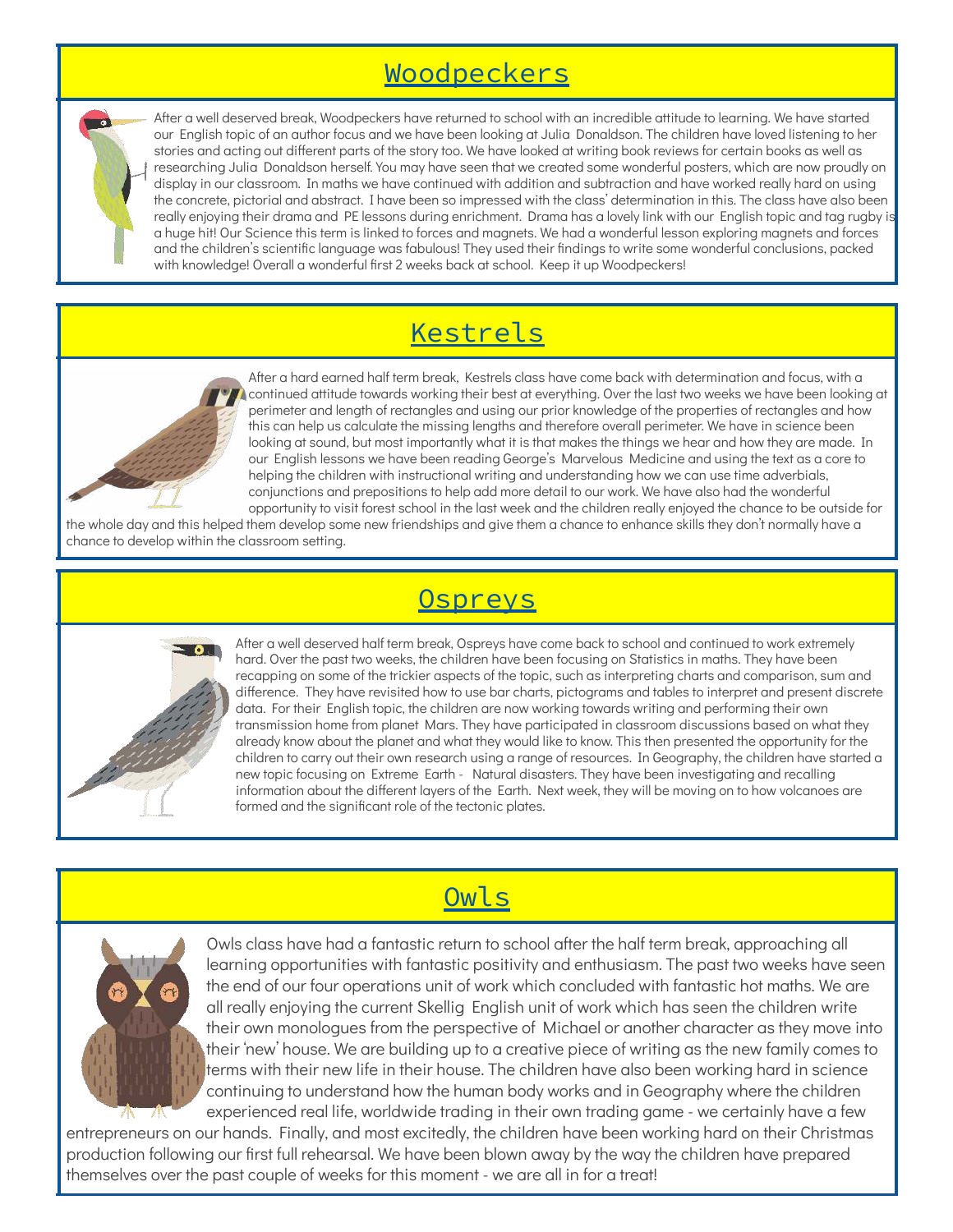## Woodpeckers

After a well deserved break, Woodpeckers have returned to school with an incredible attitude to learning. We have started our English topic of an author focus and we have been looking at Julia Donaldson. The children have loved listening to her stories and acting out different parts of the story too. We have looked at writing book reviews for certain books as well as researching Julia Donaldson herself. You may have seen that we created some wonderful posters, which are now proudly on display in our classroom. In maths we have continued with addition and subtraction and have worked really hard on using the concrete, pictorial and abstract. I have been so impressed with the class' determination in this. The class have also been really enjoying their drama and PE lessons during enrichment. Drama has a lovely link with our English topic and tag rugby is a huge hit! Our Science this term is linked to forces and magnets. We had a wonderful lesson exploring magnets and forces and the children's scientific language was fabulous! They used their findings to write some wonderful conclusions, packed with knowledge! Overall a wonderful first 2 weeks back at school. Keep it up Woodpeckers!

## Kestrels

After a hard earned half term break, Kestrels class have come back with determination and focus, with a continued attitude towards working their best at everything. Over the last two weeks we have been looking at perimeter and length of rectangles and using our prior knowledge of the properties of rectangles and how this can help us calculate the missing lengths and therefore overall perimeter. We have in science been looking at sound, but most importantly what it is that makes the things we hear and how they are made. In our English lessons we have been reading George's Marvelous Medicine and using the text as a core to helping the children with instructional writing and understanding how we can use time adverbials, conjunctions and prepositions to help add more detail to our work. We have also had the wonderful opportunity to visit forest school in the last week and the children really enjoyed the chance to be outside for the whole day and this helped them develop some new friendships and give them a chance to enhance skills they don't normally have a chance to develop within the classroom setting.

## Ospreys

After a well deserved half term break, Ospreys have come back to school and continued to work extremely hard. Over the past two weeks, the children have been focusing on Statistics in maths. They have been recapping on some of the trickier aspects of the topic, such as interpreting charts and comparison, sum and difference. They have revisited how to use bar charts, pictograms and tables to interpret and present discrete data. For their English topic, the children are now working towards writing and performing their own transmission home from planet Mars. They have participated in classroom discussions based on what they already know about the planet and what they would like to know. This then presented the opportunity for the children to carry out their own research using a range of resources. In Geography, the children have started a new topic focusing on Extreme Earth - Natural disasters. They have been investigating and recalling information about the different layers of the Earth. Next week, they will be moving on to how volcanoes are formed and the significant role of the tectonic plates.

## Owls

Owls class have had a fantastic return to school after the half term break, approaching all learning opportunities with fantastic positivity and enthusiasm. The past two weeks have seen the end of our four operations unit of work which concluded with fantastic hot maths. We are all really enjoying the current Skellig English unit of work which has seen the children write their own monologues from the perspective of Michael or another character as they move into their 'new' house. We are building up to a creative piece of writing as the new family comes to terms with their new life in their house. The children have also been working hard in science continuing to understand how the human body works and in Geography where the children experienced real life, worldwide trading in their own trading game - we certainly have a few entrepreneurs on our hands. Finally, and most excitedly, the children have been working hard on their Christmas production following our first full rehearsal. We have been blown away by the way the children have prepared themselves over the past couple of weeks for this moment - we are all in for a treat!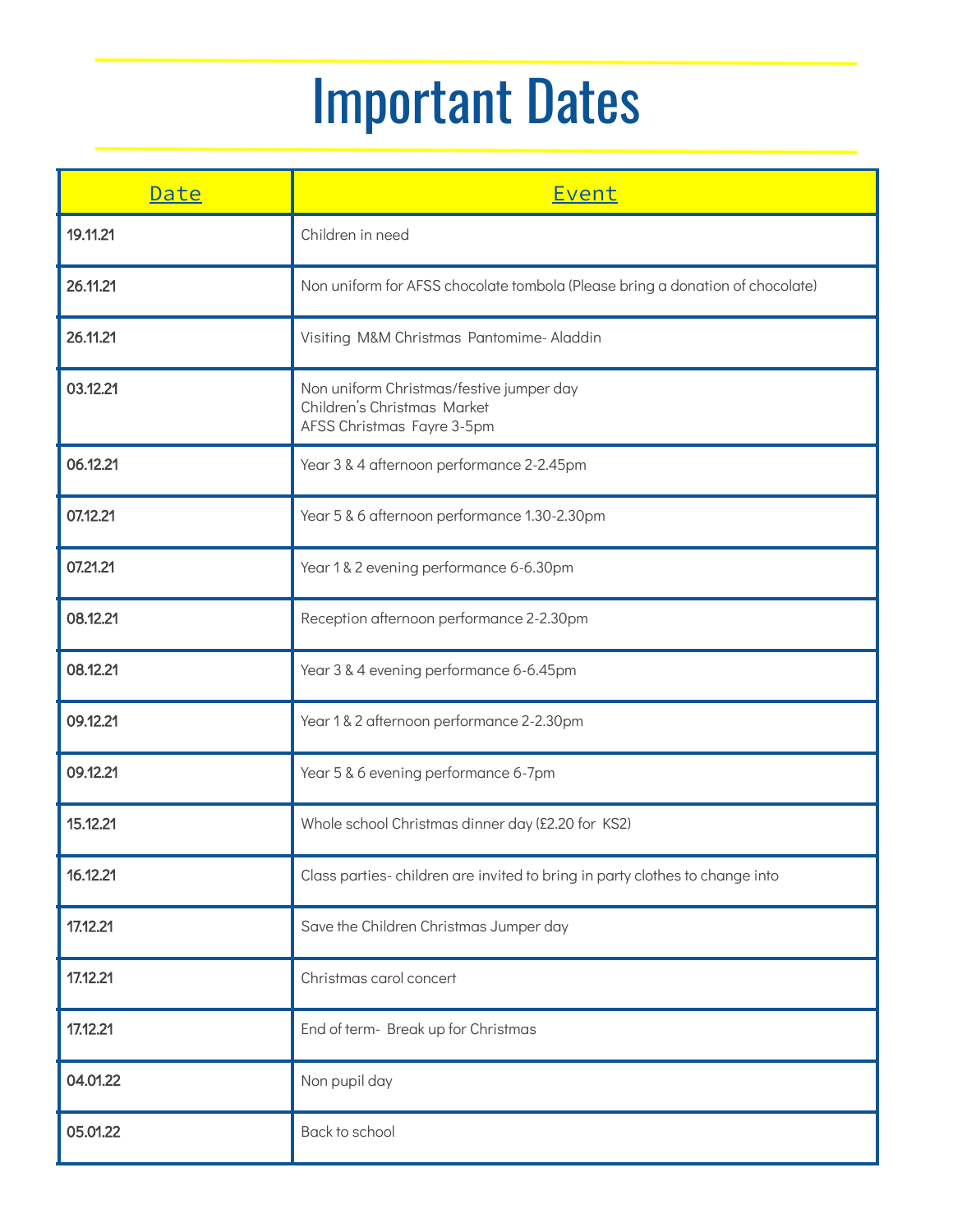# Important Dates

| Date | Event |
| --- | --- |
| **19.11.21** | Children in need |
| **26.11.21** | Non uniform for AFSS chocolate tombola (Please bring a donation of chocolate) |
| **26.11.21** | Visiting M&M Christmas Pantomime- Aladdin |
| **03.12.21** | Non uniform Christmas/festive jumper day<br>Children's Christmas Market<br>AFSS Christmas Fayre 3-5pm |
| **06.12.21** | Year 3 & 4 afternoon performance 2-2.45pm |
| **07.12.21** | Year 5 & 6 afternoon performance 1.30-2.30pm |
| **07.21.21** | Year 1 & 2 evening performance 6-6.30pm |
| **08.12.21** | Reception afternoon performance 2-2.30pm |
| **08.12.21** | Year 3 & 4 evening performance 6-6.45pm |
| **09.12.21** | Year 1 & 2 afternoon performance 2-2.30pm |
| **09.12.21** | Year 5 & 6 evening performance 6-7pm |
| **15.12.21** | Whole school Christmas dinner day (£2.20 for KS2) |
| **16.12.21** | Class parties- children are invited to bring in party clothes to change into |
| **17.12.21** | Save the Children Christmas Jumper day |
| **17.12.21** | Christmas carol concert |
| **17.12.21** | End of term- Break up for Christmas |
| **04.01.22** | Non pupil day |
| **05.01.22** | Back to school |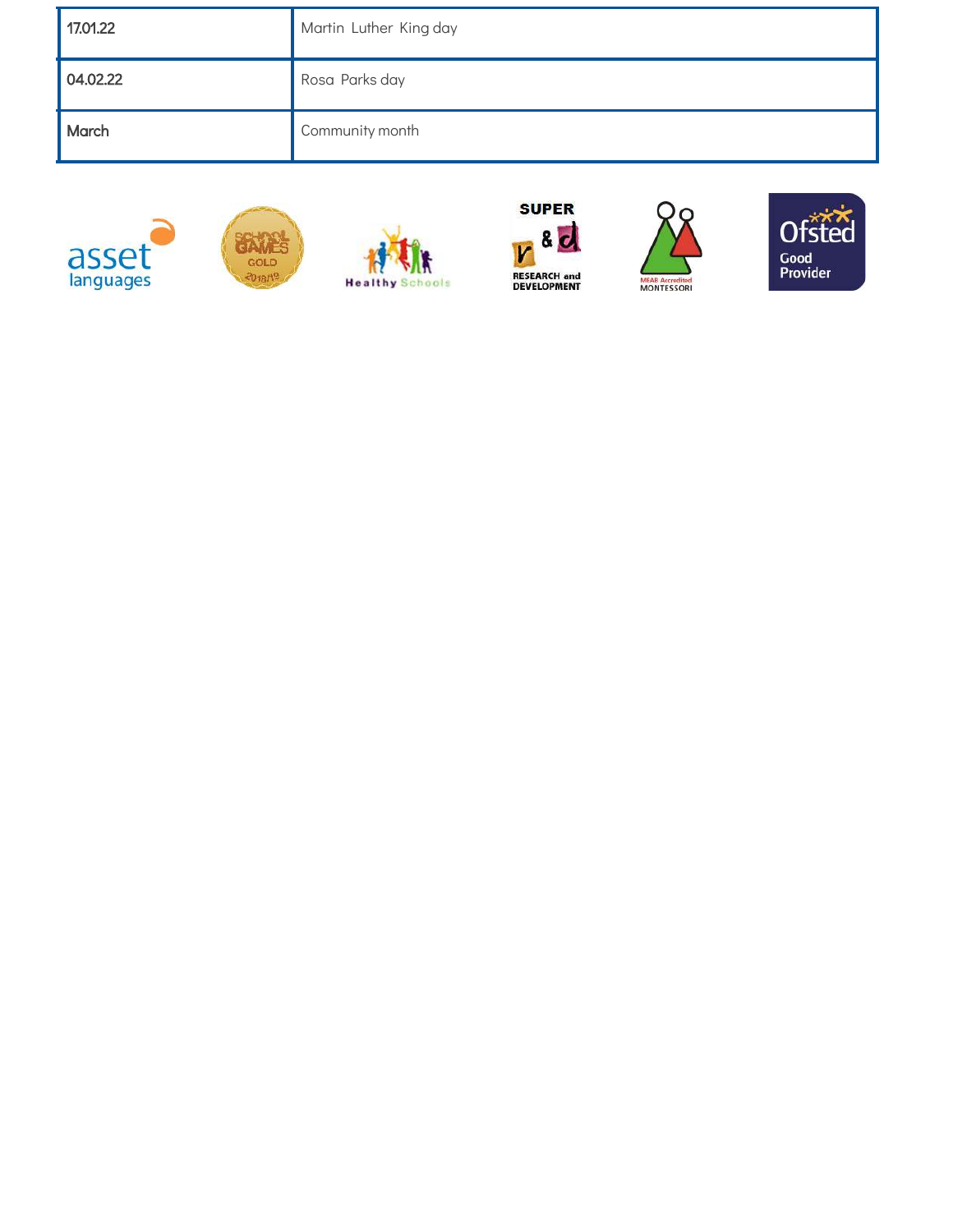| | |
|---|---|
| 17.01.22 | Martin Luther King day |
| 04.02.22 | Rosa Parks day |
| March | Community month |